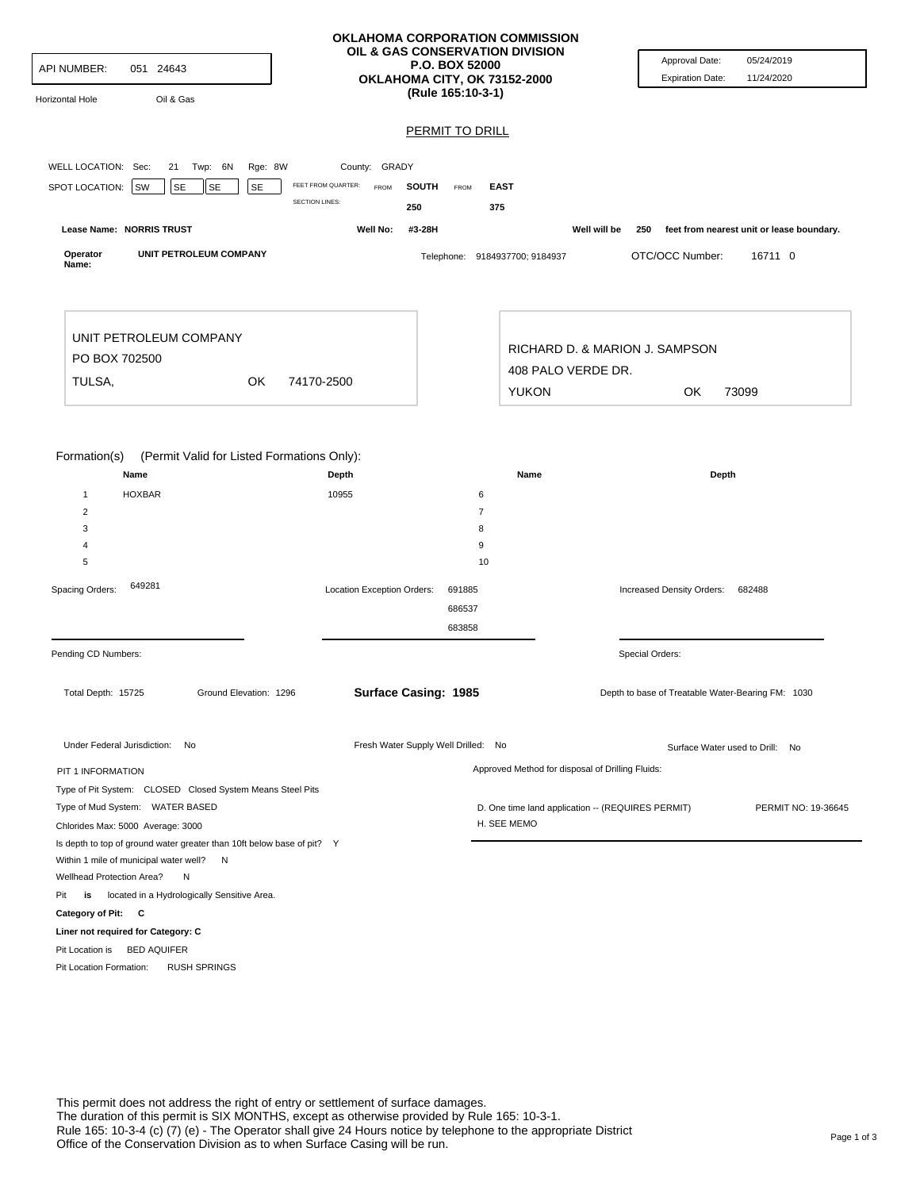API NUMBER: 051 24643

Horizontal Hole Oil & Gas

**OKLAHOMA CORPORATION COMMISSION**
**OIL & GAS CONSERVATION DIVISION**
**P.O. BOX 52000**
**OKLAHOMA CITY, OK 73152-2000**
**(Rule 165:10-3-1)**

Approval Date: 05/24/2019
Expiration Date: 11/24/2020

## PERMIT TO DRILL

WELL LOCATION: Sec: 21 Twp: 6N Rge: 8W County: GRADY

SPOT LOCATION: SW SE SE SE FEET FROM QUARTER: FROM **SOUTH** FROM **EAST**
SECTION LINES: 250 375

Lease Name: **NORRIS TRUST** Well No: **#3-28H** Well will be **250** feet from nearest unit or lease boundary.

Operator Name: **UNIT PETROLEUM COMPANY** Telephone: 9184937700; 9184937 OTC/OCC Number: 16711 0

UNIT PETROLEUM COMPANY
PO BOX 702500
TULSA, OK 74170-2500

RICHARD D. & MARION J. SAMPSON
408 PALO VERDE DR.
YUKON OK 73099

Formation(s) (Permit Valid for Listed Formations Only):

| | Name | Depth | | Name | Depth |
|---|---|---|---|---|---|
| 1 | HOXBAR | 10955 | 6 | | |
| 2 | | | 7 | | |
| 3 | | | 8 | | |
| 4 | | | 9 | | |
| 5 | | | 10 | | |

Spacing Orders: 649281

Location Exception Orders: 691885, 686537, 683858

Increased Density Orders: 682488

Pending CD Numbers:

Special Orders:

Total Depth: 15725 Ground Elevation: 1296 **Surface Casing: 1985** Depth to base of Treatable Water-Bearing FM: 1030

Under Federal Jurisdiction: No Fresh Water Supply Well Drilled: No Surface Water used to Drill: No

PIT 1 INFORMATION

Type of Pit System: CLOSED Closed System Means Steel Pits

Type of Mud System: WATER BASED

Chlorides Max: 5000 Average: 3000

Is depth to top of ground water greater than 10ft below base of pit? Y

Within 1 mile of municipal water well? N

Wellhead Protection Area? N

Pit **is** located in a Hydrologically Sensitive Area.

**Category of Pit: C**

**Liner not required for Category: C**

Pit Location is BED AQUIFER

Pit Location Formation: RUSH SPRINGS

Approved Method for disposal of Drilling Fluids:

D. One time land application -- (REQUIRES PERMIT) PERMIT NO: 19-36645

H. SEE MEMO

This permit does not address the right of entry or settlement of surface damages.
The duration of this permit is SIX MONTHS, except as otherwise provided by Rule 165: 10-3-1.
Rule 165: 10-3-4 (c) (7) (e) - The Operator shall give 24 Hours notice by telephone to the appropriate District Office of the Conservation Division as to when Surface Casing will be run.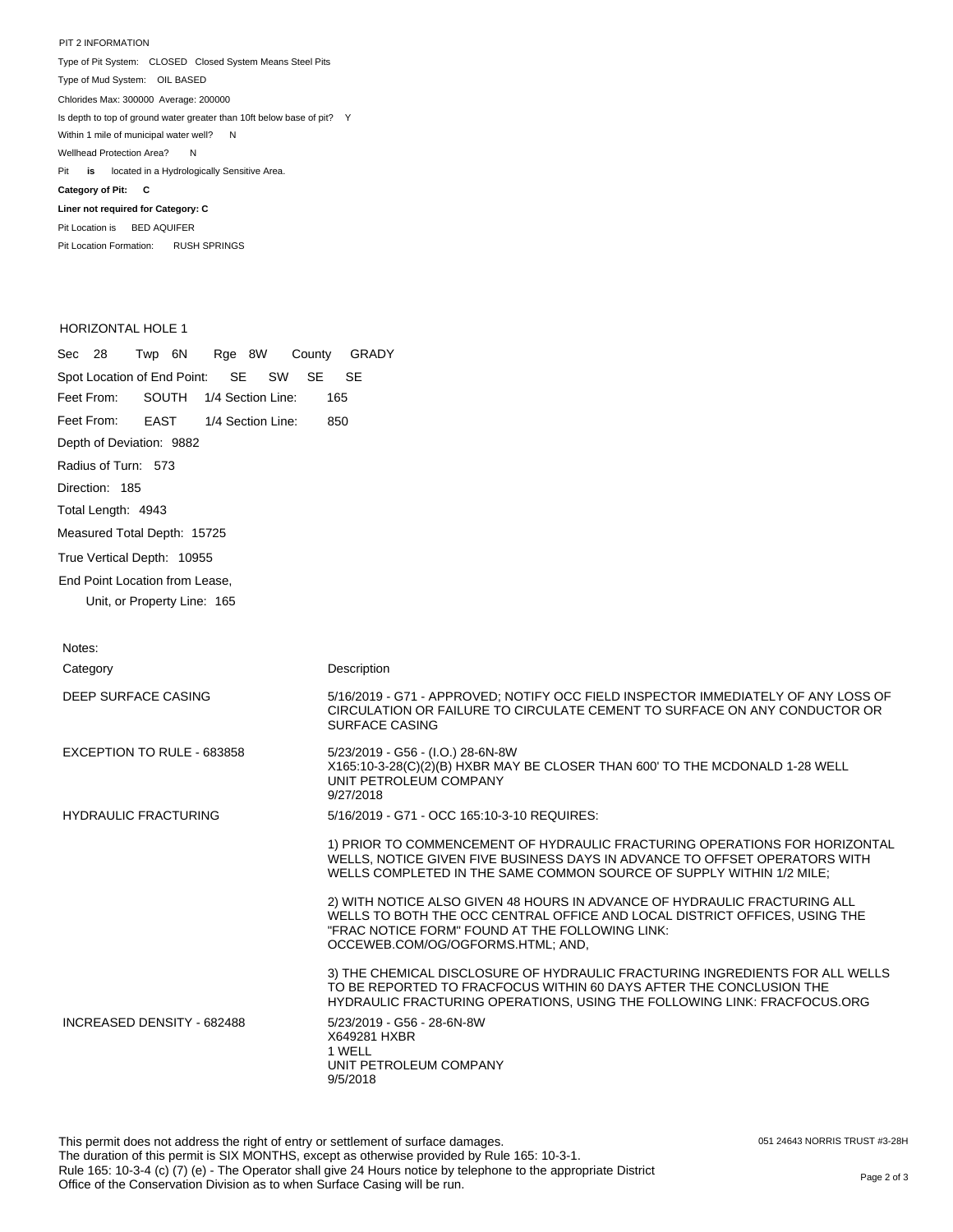PIT 2 INFORMATION

Type of Pit System: CLOSED Closed System Means Steel Pits

Type of Mud System: OIL BASED

Chlorides Max: 300000 Average: 200000

Is depth to top of ground water greater than 10ft below base of pit? Y

Within 1 mile of municipal water well? N

Wellhead Protection Area? N

Pit **is** located in a Hydrologically Sensitive Area.

**Category of Pit: C**

**Liner not required for Category: C**

Pit Location is BED AQUIFER

Pit Location Formation: RUSH SPRINGS

HORIZONTAL HOLE 1

Sec 28 Twp 6N Rge 8W County GRADY

Spot Location of End Point: SE SW SE SE

Feet From: SOUTH 1/4 Section Line: 165

Feet From: EAST 1/4 Section Line: 850

Depth of Deviation: 9882

Radius of Turn: 573

Direction: 185

Total Length: 4943

Measured Total Depth: 15725

True Vertical Depth: 10955

End Point Location from Lease,
Unit, or Property Line: 165

Notes:

| Category | Description |
|---|---|
| DEEP SURFACE CASING | 5/16/2019 - G71 - APPROVED; NOTIFY OCC FIELD INSPECTOR IMMEDIATELY OF ANY LOSS OF CIRCULATION OR FAILURE TO CIRCULATE CEMENT TO SURFACE ON ANY CONDUCTOR OR SURFACE CASING |
| EXCEPTION TO RULE - 683858 | 5/23/2019 - G56 - (I.O.) 28-6N-8W<br>X165:10-3-28(C)(2)(B) HXBR MAY BE CLOSER THAN 600' TO THE MCDONALD 1-28 WELL<br>UNIT PETROLEUM COMPANY<br>9/27/2018 |
| HYDRAULIC FRACTURING | 5/16/2019 - G71 - OCC 165:10-3-10 REQUIRES:<br><br>1) PRIOR TO COMMENCEMENT OF HYDRAULIC FRACTURING OPERATIONS FOR HORIZONTAL WELLS, NOTICE GIVEN FIVE BUSINESS DAYS IN ADVANCE TO OFFSET OPERATORS WITH WELLS COMPLETED IN THE SAME COMMON SOURCE OF SUPPLY WITHIN 1/2 MILE;<br><br>2) WITH NOTICE ALSO GIVEN 48 HOURS IN ADVANCE OF HYDRAULIC FRACTURING ALL WELLS TO BOTH THE OCC CENTRAL OFFICE AND LOCAL DISTRICT OFFICES, USING THE "FRAC NOTICE FORM" FOUND AT THE FOLLOWING LINK: OCCEWEB.COM/OG/OGFORMS.HTML; AND,<br><br>3) THE CHEMICAL DISCLOSURE OF HYDRAULIC FRACTURING INGREDIENTS FOR ALL WELLS TO BE REPORTED TO FRACFOCUS WITHIN 60 DAYS AFTER THE CONCLUSION THE HYDRAULIC FRACTURING OPERATIONS, USING THE FOLLOWING LINK: FRACFOCUS.ORG |
| INCREASED DENSITY - 682488 | 5/23/2019 - G56 - 28-6N-8W<br>X649281 HXBR<br>1 WELL<br>UNIT PETROLEUM COMPANY<br>9/5/2018 |

This permit does not address the right of entry or settlement of surface damages.
The duration of this permit is SIX MONTHS, except as otherwise provided by Rule 165: 10-3-1.
Rule 165: 10-3-4 (c) (7) (e) - The Operator shall give 24 Hours notice by telephone to the appropriate District Office of the Conservation Division as to when Surface Casing will be run.

051 24643 NORRIS TRUST #3-28H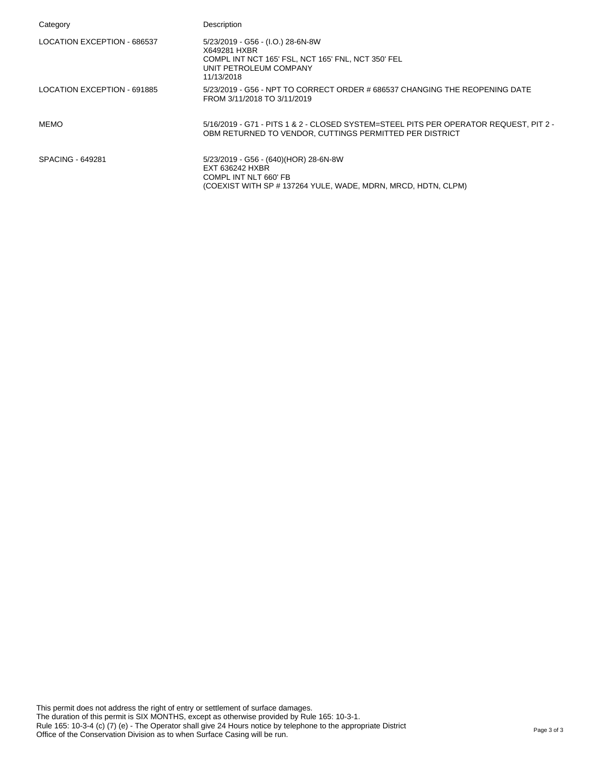| Category | Description |
|---|---|
| LOCATION EXCEPTION - 686537 | 5/23/2019 - G56 - (I.O.) 28-6N-8W<br>X649281 HXBR<br>COMPL INT NCT 165' FSL, NCT 165' FNL, NCT 350' FEL<br>UNIT PETROLEUM COMPANY<br>11/13/2018 |
| LOCATION EXCEPTION - 691885 | 5/23/2019 - G56 - NPT TO CORRECT ORDER # 686537 CHANGING THE REOPENING DATE FROM 3/11/2018 TO 3/11/2019 |
| MEMO | 5/16/2019 - G71 - PITS 1 & 2 - CLOSED SYSTEM=STEEL PITS PER OPERATOR REQUEST, PIT 2 - OBM RETURNED TO VENDOR, CUTTINGS PERMITTED PER DISTRICT |
| SPACING - 649281 | 5/23/2019 - G56 - (640)(HOR) 28-6N-8W<br>EXT 636242 HXBR<br>COMPL INT NLT 660' FB<br>(COEXIST WITH SP # 137264 YULE, WADE, MDRN, MRCD, HDTN, CLPM) |

This permit does not address the right of entry or settlement of surface damages.
The duration of this permit is SIX MONTHS, except as otherwise provided by Rule 165: 10-3-1.
Rule 165: 10-3-4 (c) (7) (e) - The Operator shall give 24 Hours notice by telephone to the appropriate District Office of the Conservation Division as to when Surface Casing will be run.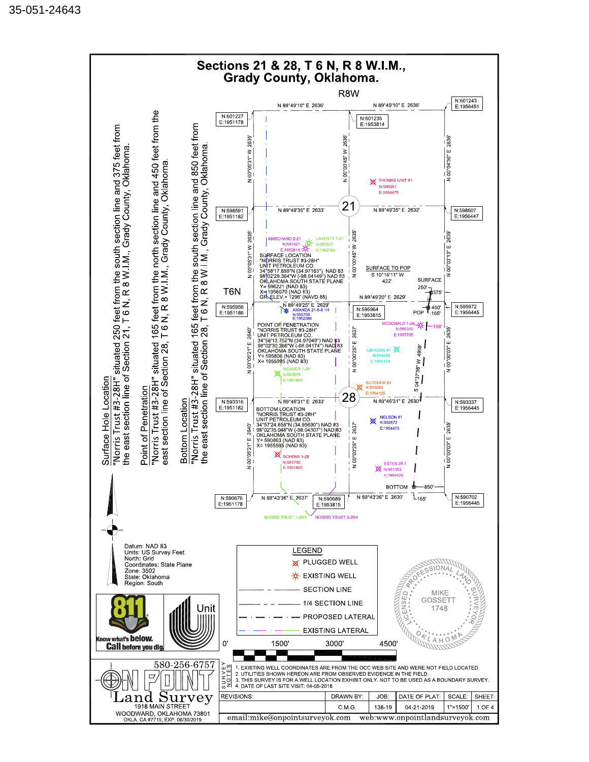35-051-24643

# Sections 21 & 28, T 6 N, R 8 W.I.M., Grady County, Oklahoma.

**Surface Hole Location**
"Norris Trust #3-28H" situated 250 feet from the south section line and 375 feet from the east section line of Section 21, T 6 N, R 8 W.I.M., Grady County, Oklahoma.

**Point of Penetration**
"Norris Trust #3-28H" situated 165 feet from the north section line and 450 feet from the east section line of Section 28, T 6 N, R 8 W.I.M., Grady County, Oklahoma.

**Bottom Location**
"Norris Trust #3-28H" situated 165 feet from the south section line and 850 feet from the east section line of Section 28, T 6 N, R 8 W.I.M., Grady County, Oklahoma.

R8W

T6N

21

28

N 89°49'10" E 2636'
N 89°49'10" E 2636'
N:601227
E:1951178
N:601235
E:1953814
N:601243
E:1956451
N 00°05'31" W 2635'
N 00°00'45" W 2636'
N 00°04'36" E 2636'
THOMAS UNIT #1
N:599261
E:1954475
N:598591
E:1951182
N 89°49'35" E 2633'
N 89°49'35" E 2632'
N:598607
E:1956447
N 00°05'31" W 2635'
N 00°00'45" W 2635'
N 00°03'13" E 2635'
MARCHAND 2-21
N:597427
E:1952614
LAVERTY 1-21
N:597577
E:1952704

SURFACE LOCATION
"NORRIS TRUST #3-28H"
UNIT PETROLEUM CO.
34°58'17.859"N (34.97163") NAD 83
98°02'29.364"W (-98.04149") NAD 83
OKLAHOMA SOUTH STATE PLANE
Y= 596221 (NAD 83)
X= 1956070 (NAD 83)
GR. ELEV.= 1296' (NAVD 88)

SURFACE TO POP
S 10°16'11" W
422'
SURFACE
250'
375'
N 89°49'20" E 2629'
N:595956
E:1951186
N 89°49'25" E 2629'
AMANDA 21-6-8 1H
N:595708
E:1952086
N:595964
E:1953815
450'
POP
165'
N:595972
E:1956445

POINT OF PENETRATION
"NORRIS TRUST #3-28H"
UNIT PETROLEUM CO.
34°58'13.752"N (34.97049") NAD 83
98°02'30.266"W (-98.04174") NAD 83
OKLAHOMA SOUTH STATE PLANE
Y= 595806 (NAD 83)
X= 1955995 (NAD 83)

MCDONALD 1-28
N:595310
E:1955785
169'
GIBBONS #1
N:594646
E:1955125
S 04°37'38" W 4959'
N 00°05'21" E 2640'
N 00°00'25" E 2637'
N 00°00'03" E 2635'
WEAVER 1-28
N:593979
E:1951843
BUTCHER #1
N:593800
E:1954105
N:593316
E:1951182
N 89°46'31" E 2633'
N 89°46'31" E 2630'
N:593337
E:1956445

BOTTOM LOCATION
"NORRIS TRUST #3-28H"
UNIT PETROLEUM CO.
34°57'24.858"N (34.95690") NAD 83
98°02'35.048"W (-98.04307") NAD 83
OKLAHOMA SOUTH STATE PLANE
Y= 590863 (NAD 83)
X= 1955595 (NAD 83)

NELSON #1
N:592672
E:1954475
N 00°05'21" E 2640'
N 00°00'25" E 2637'
N 00°00'03" E 2635'
SCHENK 1-28
N:591750
E:1951840
ESTES 28-1
N:591353
E:1954625
BOTTOM
850'
165'
N:590676
E:1951178
N 89°43'36" E 2637'
N:590689
E:1953815
N 89°43'36" E 2630'
N:590702
E:1956445
NORRIS TRUST 1-28H
NORRIS TRUST 2-28H

Datum: NAD 83
Units: US Survey Feet
North: Grid
Coordinates: State Plane
Zone: 3502
State: Oklahoma
Region: South

**LEGEND**
- PLUGGED WELL
- EXISTING WELL
- SECTION LINE
- 1/4 SECTION LINE
- PROPOSED LATERAL
- EXISTING LATERAL

0' 1500' 3000' 4500'

811 Know what's below. Call before you dig.

Unit

LICENSED PROFESSIONAL LAND SURVEYOR
MIKE GOSSETT
1748
OKLAHOMA

580-256-6757
ON POINT Land Survey
1918 MAIN STREET
WOODWARD, OKLAHOMA 73801
OKLA. CA #7719, EXP. 06/30/2019

SURVEY NOTES
1. EXISTING WELL COORDINATES ARE FROM THE OCC WEB SITE AND WERE NOT FIELD LOCATED.
2. UTILITIES SHOWN HEREON ARE FROM OBSERVED EVIDENCE IN THE FIELD.
3. THIS SURVEY IS FOR A WELL LOCATION EXHIBIT ONLY. NOT TO BE USED AS A BOUNDARY SURVEY.
4. DATE OF LAST SITE VISIT: 04-05-2018

| REVISIONS: | DRAWN BY: | JOB: | DATE OF PLAT: | SCALE: | SHEET: |
|---|---|---|---|---|---|
| | C.M.G. | 138-19 | 04-21-2019 | 1"=1500' | 1 OF 4 |

email:mike@onpointsurveyok.com web:www.onpointlandsurveyok.com